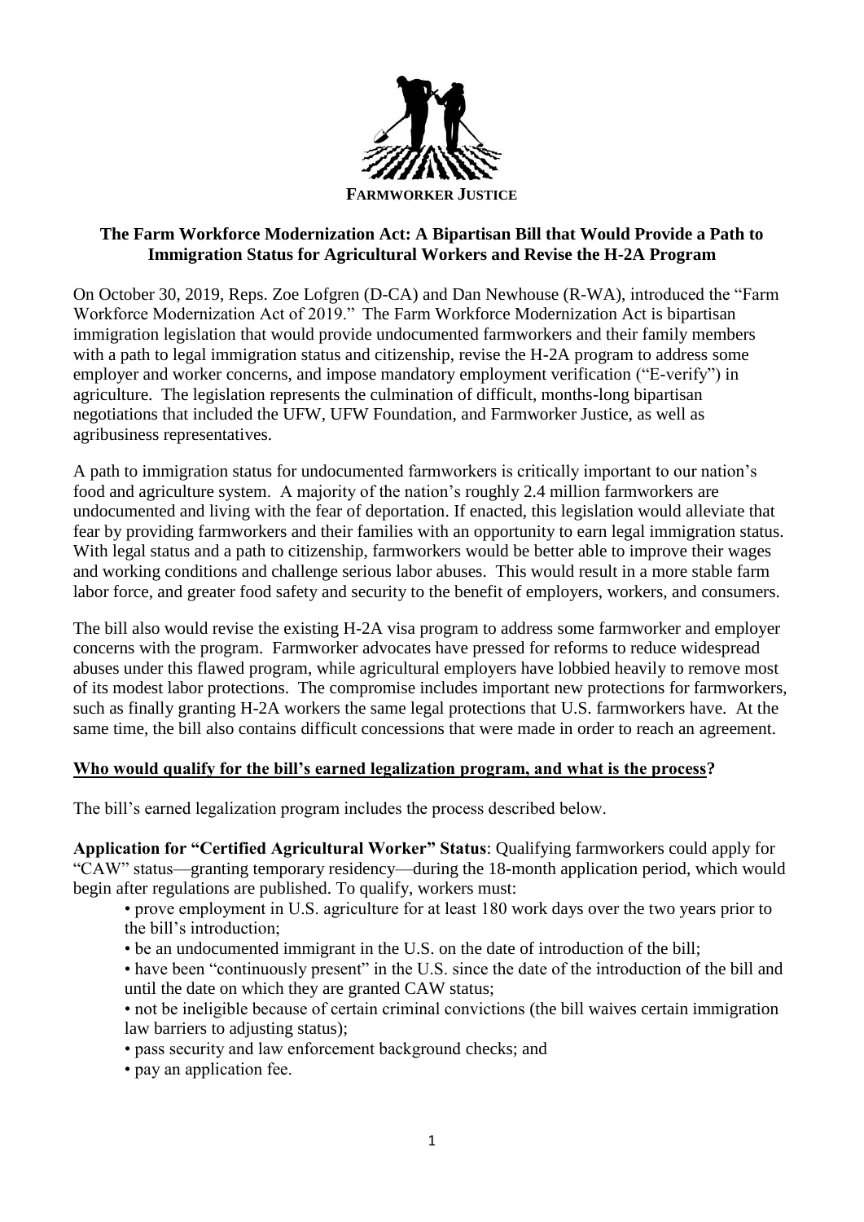**FARMWORKER JUSTICE**

# The Farm Workforce Modernization Act: A Bipartisan Bill that Would Provide a Path to Immigration Status for Agricultural Workers and Revise the H-2A Program

On October 30, 2019, Reps. Zoe Lofgren (D-CA) and Dan Newhouse (R-WA), introduced the "Farm Workforce Modernization Act of 2019." The Farm Workforce Modernization Act is bipartisan immigration legislation that would provide undocumented farmworkers and their family members with a path to legal immigration status and citizenship, revise the H-2A program to address some employer and worker concerns, and impose mandatory employment verification ("E-verify") in agriculture. The legislation represents the culmination of difficult, months-long bipartisan negotiations that included the UFW, UFW Foundation, and Farmworker Justice, as well as agribusiness representatives.

A path to immigration status for undocumented farmworkers is critically important to our nation's food and agriculture system. A majority of the nation's roughly 2.4 million farmworkers are undocumented and living with the fear of deportation. If enacted, this legislation would alleviate that fear by providing farmworkers and their families with an opportunity to earn legal immigration status. With legal status and a path to citizenship, farmworkers would be better able to improve their wages and working conditions and challenge serious labor abuses. This would result in a more stable farm labor force, and greater food safety and security to the benefit of employers, workers, and consumers.

The bill also would revise the existing H-2A visa program to address some farmworker and employer concerns with the program. Farmworker advocates have pressed for reforms to reduce widespread abuses under this flawed program, while agricultural employers have lobbied heavily to remove most of its modest labor protections. The compromise includes important new protections for farmworkers, such as finally granting H-2A workers the same legal protections that U.S. farmworkers have. At the same time, the bill also contains difficult concessions that were made in order to reach an agreement.

## Who would qualify for the bill's earned legalization program, and what is the process?

The bill's earned legalization program includes the process described below.

**Application for "Certified Agricultural Worker" Status**: Qualifying farmworkers could apply for "CAW" status—granting temporary residency—during the 18-month application period, which would begin after regulations are published. To qualify, workers must:

- prove employment in U.S. agriculture for at least 180 work days over the two years prior to the bill's introduction;
- be an undocumented immigrant in the U.S. on the date of introduction of the bill;
- have been "continuously present" in the U.S. since the date of the introduction of the bill and until the date on which they are granted CAW status;
- not be ineligible because of certain criminal convictions (the bill waives certain immigration law barriers to adjusting status);
- pass security and law enforcement background checks; and
- pay an application fee.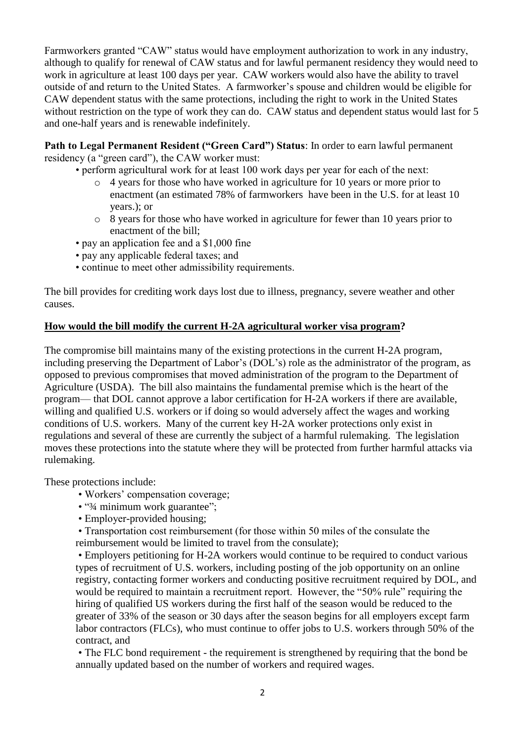Farmworkers granted "CAW" status would have employment authorization to work in any industry, although to qualify for renewal of CAW status and for lawful permanent residency they would need to work in agriculture at least 100 days per year. CAW workers would also have the ability to travel outside of and return to the United States. A farmworker's spouse and children would be eligible for CAW dependent status with the same protections, including the right to work in the United States without restriction on the type of work they can do. CAW status and dependent status would last for 5 and one-half years and is renewable indefinitely.

**Path to Legal Permanent Resident ("Green Card") Status**: In order to earn lawful permanent residency (a "green card"), the CAW worker must:

- perform agricultural work for at least 100 work days per year for each of the next:
  - 4 years for those who have worked in agriculture for 10 years or more prior to enactment (an estimated 78% of farmworkers have been in the U.S. for at least 10 years.); or
  - 8 years for those who have worked in agriculture for fewer than 10 years prior to enactment of the bill;
- pay an application fee and a $1,000 fine
- pay any applicable federal taxes; and
- continue to meet other admissibility requirements.

The bill provides for crediting work days lost due to illness, pregnancy, severe weather and other causes.

**<u>How would the bill modify the current H-2A agricultural worker visa program</u>?**

The compromise bill maintains many of the existing protections in the current H-2A program, including preserving the Department of Labor's (DOL's) role as the administrator of the program, as opposed to previous compromises that moved administration of the program to the Department of Agriculture (USDA). The bill also maintains the fundamental premise which is the heart of the program— that DOL cannot approve a labor certification for H-2A workers if there are available, willing and qualified U.S. workers or if doing so would adversely affect the wages and working conditions of U.S. workers. Many of the current key H-2A worker protections only exist in regulations and several of these are currently the subject of a harmful rulemaking. The legislation moves these protections into the statute where they will be protected from further harmful attacks via rulemaking.

These protections include:

- Workers' compensation coverage;
- "¾ minimum work guarantee";
- Employer-provided housing;
- Transportation cost reimbursement (for those within 50 miles of the consulate the reimbursement would be limited to travel from the consulate);
- Employers petitioning for H-2A workers would continue to be required to conduct various types of recruitment of U.S. workers, including posting of the job opportunity on an online registry, contacting former workers and conducting positive recruitment required by DOL, and would be required to maintain a recruitment report. However, the "50% rule" requiring the hiring of qualified US workers during the first half of the season would be reduced to the greater of 33% of the season or 30 days after the season begins for all employers except farm labor contractors (FLCs), who must continue to offer jobs to U.S. workers through 50% of the contract, and
- The FLC bond requirement - the requirement is strengthened by requiring that the bond be annually updated based on the number of workers and required wages.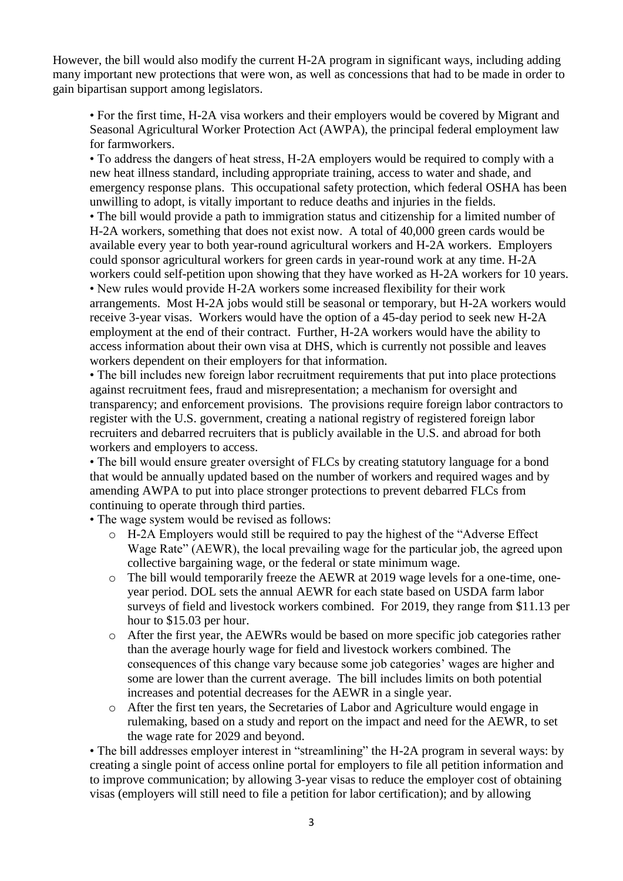However, the bill would also modify the current H-2A program in significant ways, including adding many important new protections that were won, as well as concessions that had to be made in order to gain bipartisan support among legislators.

- For the first time, H-2A visa workers and their employers would be covered by Migrant and Seasonal Agricultural Worker Protection Act (AWPA), the principal federal employment law for farmworkers.
- To address the dangers of heat stress, H-2A employers would be required to comply with a new heat illness standard, including appropriate training, access to water and shade, and emergency response plans. This occupational safety protection, which federal OSHA has been unwilling to adopt, is vitally important to reduce deaths and injuries in the fields.
- The bill would provide a path to immigration status and citizenship for a limited number of H-2A workers, something that does not exist now. A total of 40,000 green cards would be available every year to both year-round agricultural workers and H-2A workers. Employers could sponsor agricultural workers for green cards in year-round work at any time. H-2A workers could self-petition upon showing that they have worked as H-2A workers for 10 years.
- New rules would provide H-2A workers some increased flexibility for their work arrangements. Most H-2A jobs would still be seasonal or temporary, but H-2A workers would receive 3-year visas. Workers would have the option of a 45-day period to seek new H-2A employment at the end of their contract. Further, H-2A workers would have the ability to access information about their own visa at DHS, which is currently not possible and leaves workers dependent on their employers for that information.
- The bill includes new foreign labor recruitment requirements that put into place protections against recruitment fees, fraud and misrepresentation; a mechanism for oversight and transparency; and enforcement provisions. The provisions require foreign labor contractors to register with the U.S. government, creating a national registry of registered foreign labor recruiters and debarred recruiters that is publicly available in the U.S. and abroad for both workers and employers to access.
- The bill would ensure greater oversight of FLCs by creating statutory language for a bond that would be annually updated based on the number of workers and required wages and by amending AWPA to put into place stronger protections to prevent debarred FLCs from continuing to operate through third parties.
- The wage system would be revised as follows:
  - H-2A Employers would still be required to pay the highest of the "Adverse Effect Wage Rate" (AEWR), the local prevailing wage for the particular job, the agreed upon collective bargaining wage, or the federal or state minimum wage.
  - The bill would temporarily freeze the AEWR at 2019 wage levels for a one-time, one-year period. DOL sets the annual AEWR for each state based on USDA farm labor surveys of field and livestock workers combined. For 2019, they range from $11.13 per hour to $15.03 per hour.
  - After the first year, the AEWRs would be based on more specific job categories rather than the average hourly wage for field and livestock workers combined. The consequences of this change vary because some job categories' wages are higher and some are lower than the current average. The bill includes limits on both potential increases and potential decreases for the AEWR in a single year.
  - After the first ten years, the Secretaries of Labor and Agriculture would engage in rulemaking, based on a study and report on the impact and need for the AEWR, to set the wage rate for 2029 and beyond.
- The bill addresses employer interest in "streamlining" the H-2A program in several ways: by creating a single point of access online portal for employers to file all petition information and to improve communication; by allowing 3-year visas to reduce the employer cost of obtaining visas (employers will still need to file a petition for labor certification); and by allowing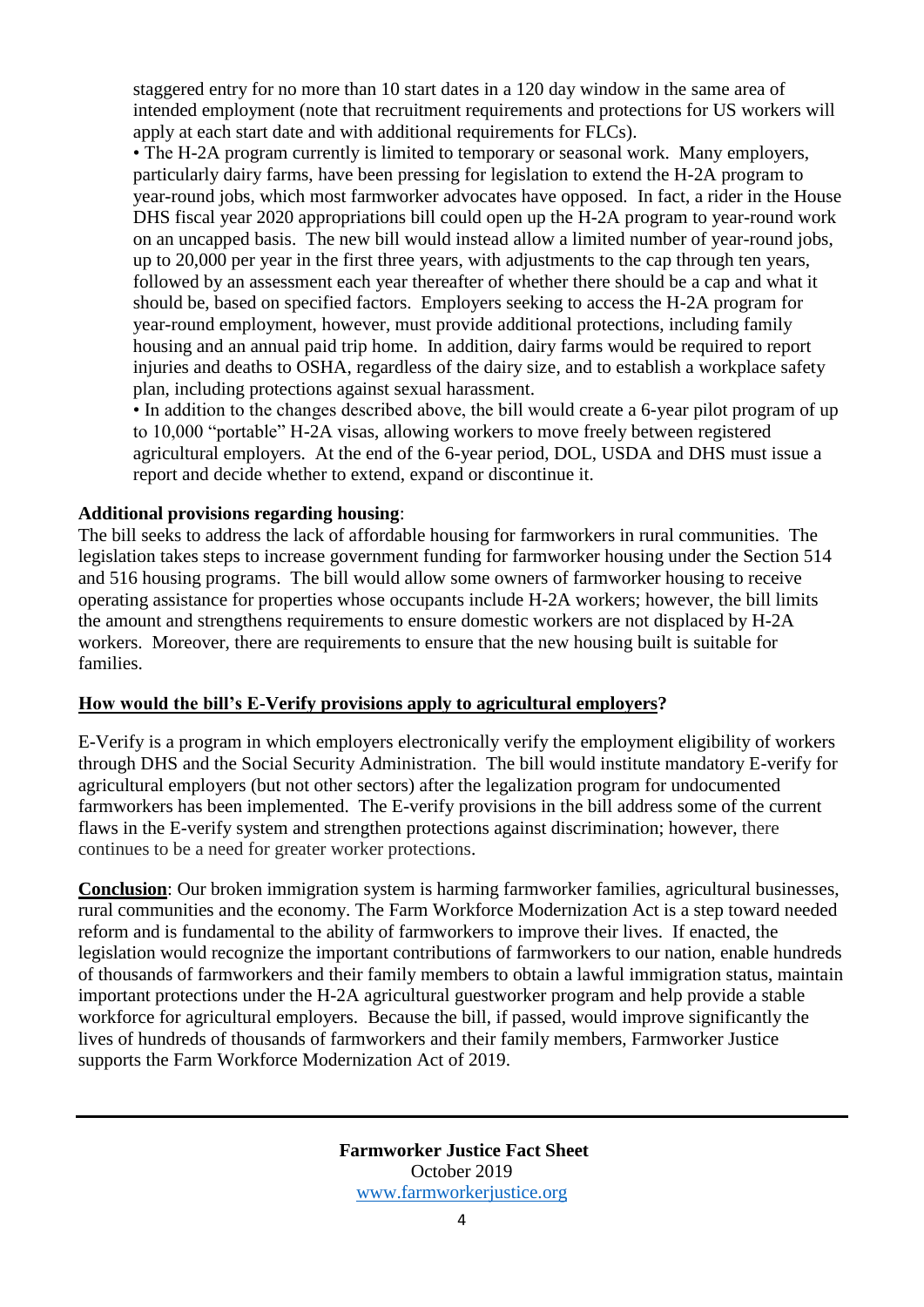staggered entry for no more than 10 start dates in a 120 day window in the same area of intended employment (note that recruitment requirements and protections for US workers will apply at each start date and with additional requirements for FLCs).

- The H-2A program currently is limited to temporary or seasonal work. Many employers, particularly dairy farms, have been pressing for legislation to extend the H-2A program to year-round jobs, which most farmworker advocates have opposed. In fact, a rider in the House DHS fiscal year 2020 appropriations bill could open up the H-2A program to year-round work on an uncapped basis. The new bill would instead allow a limited number of year-round jobs, up to 20,000 per year in the first three years, with adjustments to the cap through ten years, followed by an assessment each year thereafter of whether there should be a cap and what it should be, based on specified factors. Employers seeking to access the H-2A program for year-round employment, however, must provide additional protections, including family housing and an annual paid trip home. In addition, dairy farms would be required to report injuries and deaths to OSHA, regardless of the dairy size, and to establish a workplace safety plan, including protections against sexual harassment.
- In addition to the changes described above, the bill would create a 6-year pilot program of up to 10,000 "portable" H-2A visas, allowing workers to move freely between registered agricultural employers. At the end of the 6-year period, DOL, USDA and DHS must issue a report and decide whether to extend, expand or discontinue it.

**Additional provisions regarding housing**:
The bill seeks to address the lack of affordable housing for farmworkers in rural communities. The legislation takes steps to increase government funding for farmworker housing under the Section 514 and 516 housing programs. The bill would allow some owners of farmworker housing to receive operating assistance for properties whose occupants include H-2A workers; however, the bill limits the amount and strengthens requirements to ensure domestic workers are not displaced by H-2A workers. Moreover, there are requirements to ensure that the new housing built is suitable for families.

**How would the bill's E-Verify provisions apply to agricultural employers?**

E-Verify is a program in which employers electronically verify the employment eligibility of workers through DHS and the Social Security Administration. The bill would institute mandatory E-verify for agricultural employers (but not other sectors) after the legalization program for undocumented farmworkers has been implemented. The E-verify provisions in the bill address some of the current flaws in the E-verify system and strengthen protections against discrimination; however, there continues to be a need for greater worker protections.

**Conclusion**: Our broken immigration system is harming farmworker families, agricultural businesses, rural communities and the economy. The Farm Workforce Modernization Act is a step toward needed reform and is fundamental to the ability of farmworkers to improve their lives. If enacted, the legislation would recognize the important contributions of farmworkers to our nation, enable hundreds of thousands of farmworkers and their family members to obtain a lawful immigration status, maintain important protections under the H-2A agricultural guestworker program and help provide a stable workforce for agricultural employers. Because the bill, if passed, would improve significantly the lives of hundreds of thousands of farmworkers and their family members, Farmworker Justice supports the Farm Workforce Modernization Act of 2019.

---

**Farmworker Justice Fact Sheet**
October 2019
www.farmworkerjustice.org